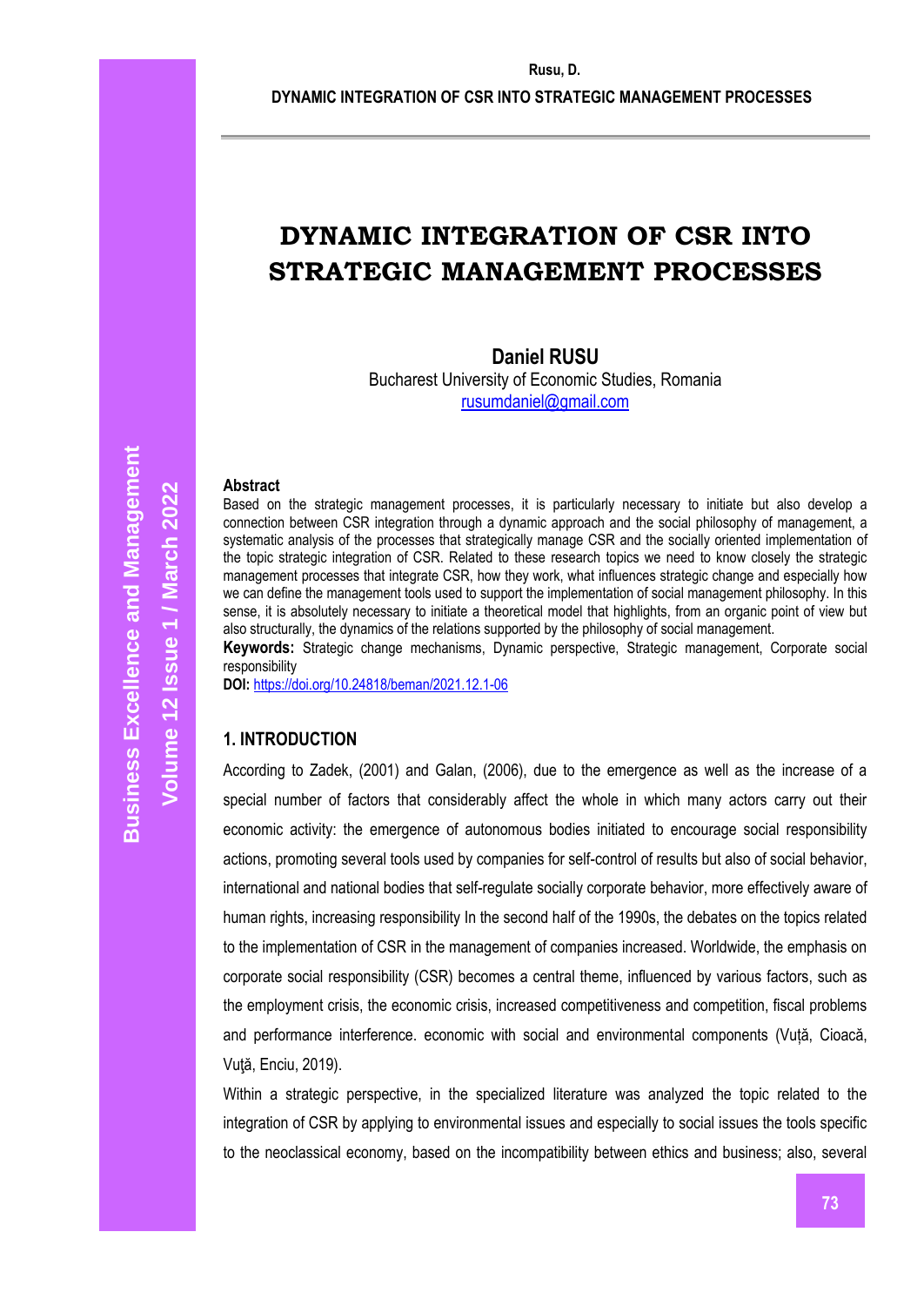# DYNAMIC INTEGRATION OF CSR INTO STRATEGIC MANAGEMENT PROCESSES

**Daniel RUSU**
Bucharest University of Economic Studies, Romania
rusumdaniel@gmail.com

## Abstract

Based on the strategic management processes, it is particularly necessary to initiate but also develop a connection between CSR integration through a dynamic approach and the social philosophy of management, a systematic analysis of the processes that strategically manage CSR and the socially oriented implementation of the topic strategic integration of CSR. Related to these research topics we need to know closely the strategic management processes that integrate CSR, how they work, what influences strategic change and especially how we can define the management tools used to support the implementation of social management philosophy. In this sense, it is absolutely necessary to initiate a theoretical model that highlights, from an organic point of view but also structurally, the dynamics of the relations supported by the philosophy of social management.

**Keywords:** Strategic change mechanisms, Dynamic perspective, Strategic management, Corporate social responsibility

**DOI:** https://doi.org/10.24818/beman/2021.12.1-06

## 1. INTRODUCTION

According to Zadek, (2001) and Galan, (2006), due to the emergence as well as the increase of a special number of factors that considerably affect the whole in which many actors carry out their economic activity: the emergence of autonomous bodies initiated to encourage social responsibility actions, promoting several tools used by companies for self-control of results but also of social behavior, international and national bodies that self-regulate socially corporate behavior, more effectively aware of human rights, increasing responsibility In the second half of the 1990s, the debates on the topics related to the implementation of CSR in the management of companies increased. Worldwide, the emphasis on corporate social responsibility (CSR) becomes a central theme, influenced by various factors, such as the employment crisis, the economic crisis, increased competitiveness and competition, fiscal problems and performance interference. economic with social and environmental components (Vuță, Cioacă, Vuţă, Enciu, 2019).

Within a strategic perspective, in the specialized literature was analyzed the topic related to the integration of CSR by applying to environmental issues and especially to social issues the tools specific to the neoclassical economy, based on the incompatibility between ethics and business; also, several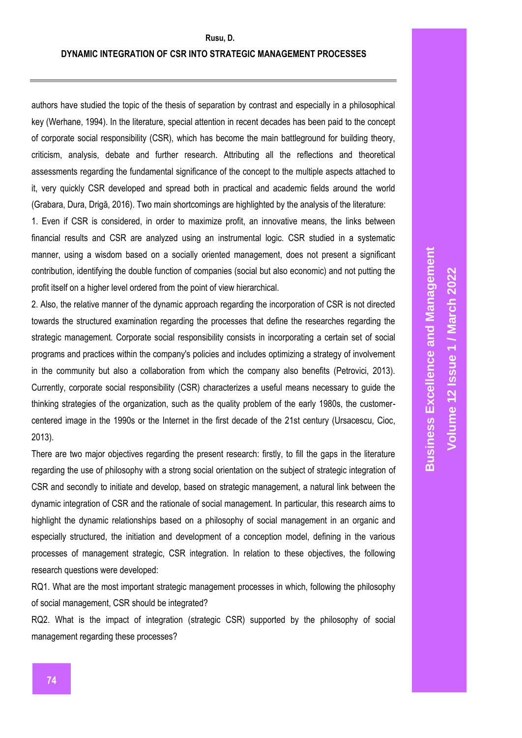authors have studied the topic of the thesis of separation by contrast and especially in a philosophical key (Werhane, 1994). In the literature, special attention in recent decades has been paid to the concept of corporate social responsibility (CSR), which has become the main battleground for building theory, criticism, analysis, debate and further research. Attributing all the reflections and theoretical assessments regarding the fundamental significance of the concept to the multiple aspects attached to it, very quickly CSR developed and spread both in practical and academic fields around the world (Grabara, Dura, Drigă, 2016). Two main shortcomings are highlighted by the analysis of the literature:

1. Even if CSR is considered, in order to maximize profit, an innovative means, the links between financial results and CSR are analyzed using an instrumental logic. CSR studied in a systematic manner, using a wisdom based on a socially oriented management, does not present a significant contribution, identifying the double function of companies (social but also economic) and not putting the profit itself on a higher level ordered from the point of view hierarchical.
2. Also, the relative manner of the dynamic approach regarding the incorporation of CSR is not directed towards the structured examination regarding the processes that define the researches regarding the strategic management. Corporate social responsibility consists in incorporating a certain set of social programs and practices within the company's policies and includes optimizing a strategy of involvement in the community but also a collaboration from which the company also benefits (Petrovici, 2013). Currently, corporate social responsibility (CSR) characterizes a useful means necessary to guide the thinking strategies of the organization, such as the quality problem of the early 1980s, the customer-centered image in the 1990s or the Internet in the first decade of the 21st century (Ursacescu, Cioc, 2013).

There are two major objectives regarding the present research: firstly, to fill the gaps in the literature regarding the use of philosophy with a strong social orientation on the subject of strategic integration of CSR and secondly to initiate and develop, based on strategic management, a natural link between the dynamic integration of CSR and the rationale of social management. In particular, this research aims to highlight the dynamic relationships based on a philosophy of social management in an organic and especially structured, the initiation and development of a conception model, defining in the various processes of management strategic, CSR integration. In relation to these objectives, the following research questions were developed:

RQ1. What are the most important strategic management processes in which, following the philosophy of social management, CSR should be integrated?

RQ2. What is the impact of integration (strategic CSR) supported by the philosophy of social management regarding these processes?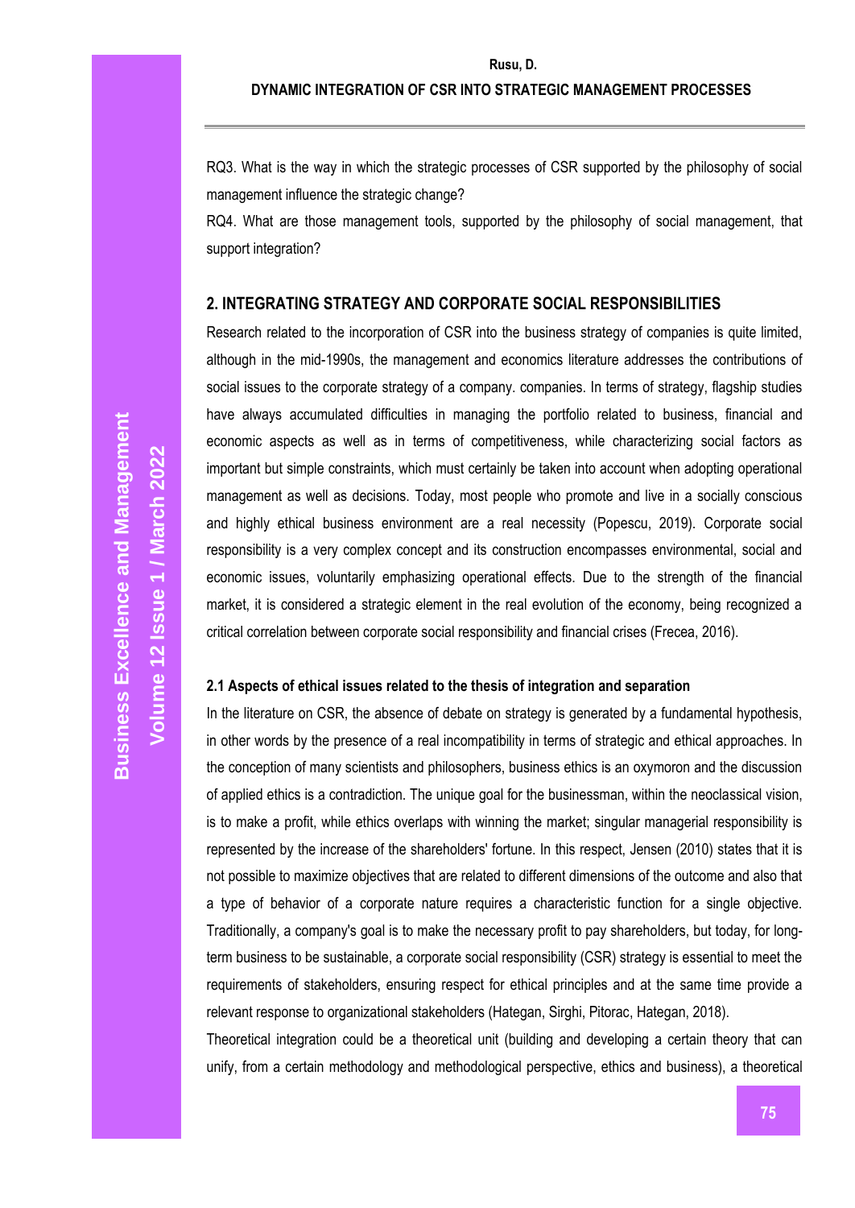RQ3. What is the way in which the strategic processes of CSR supported by the philosophy of social management influence the strategic change?

RQ4. What are those management tools, supported by the philosophy of social management, that support integration?

## 2. INTEGRATING STRATEGY AND CORPORATE SOCIAL RESPONSIBILITIES

Research related to the incorporation of CSR into the business strategy of companies is quite limited, although in the mid-1990s, the management and economics literature addresses the contributions of social issues to the corporate strategy of a company. companies. In terms of strategy, flagship studies have always accumulated difficulties in managing the portfolio related to business, financial and economic aspects as well as in terms of competitiveness, while characterizing social factors as important but simple constraints, which must certainly be taken into account when adopting operational management as well as decisions. Today, most people who promote and live in a socially conscious and highly ethical business environment are a real necessity (Popescu, 2019). Corporate social responsibility is a very complex concept and its construction encompasses environmental, social and economic issues, voluntarily emphasizing operational effects. Due to the strength of the financial market, it is considered a strategic element in the real evolution of the economy, being recognized a critical correlation between corporate social responsibility and financial crises (Frecea, 2016).

### 2.1 Aspects of ethical issues related to the thesis of integration and separation

In the literature on CSR, the absence of debate on strategy is generated by a fundamental hypothesis, in other words by the presence of a real incompatibility in terms of strategic and ethical approaches. In the conception of many scientists and philosophers, business ethics is an oxymoron and the discussion of applied ethics is a contradiction. The unique goal for the businessman, within the neoclassical vision, is to make a profit, while ethics overlaps with winning the market; singular managerial responsibility is represented by the increase of the shareholders' fortune. In this respect, Jensen (2010) states that it is not possible to maximize objectives that are related to different dimensions of the outcome and also that a type of behavior of a corporate nature requires a characteristic function for a single objective. Traditionally, a company's goal is to make the necessary profit to pay shareholders, but today, for long-term business to be sustainable, a corporate social responsibility (CSR) strategy is essential to meet the requirements of stakeholders, ensuring respect for ethical principles and at the same time provide a relevant response to organizational stakeholders (Hategan, Sirghi, Pitorac, Hategan, 2018).

Theoretical integration could be a theoretical unit (building and developing a certain theory that can unify, from a certain methodology and methodological perspective, ethics and business), a theoretical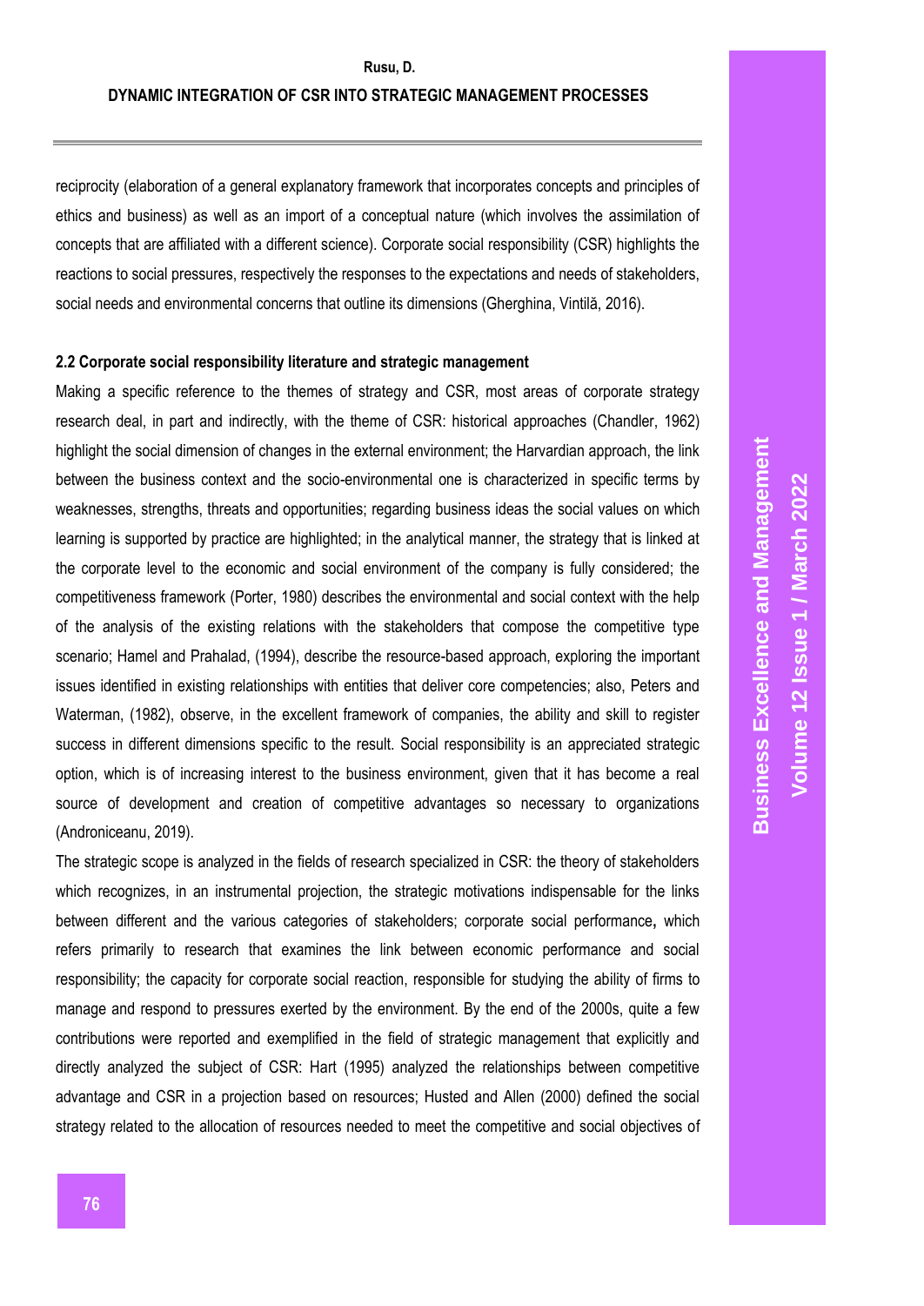reciprocity (elaboration of a general explanatory framework that incorporates concepts and principles of ethics and business) as well as an import of a conceptual nature (which involves the assimilation of concepts that are affiliated with a different science). Corporate social responsibility (CSR) highlights the reactions to social pressures, respectively the responses to the expectations and needs of stakeholders, social needs and environmental concerns that outline its dimensions (Gherghina, Vintilă, 2016).

### 2.2 Corporate social responsibility literature and strategic management

Making a specific reference to the themes of strategy and CSR, most areas of corporate strategy research deal, in part and indirectly, with the theme of CSR: historical approaches (Chandler, 1962) highlight the social dimension of changes in the external environment; the Harvardian approach, the link between the business context and the socio-environmental one is characterized in specific terms by weaknesses, strengths, threats and opportunities; regarding business ideas the social values on which learning is supported by practice are highlighted; in the analytical manner, the strategy that is linked at the corporate level to the economic and social environment of the company is fully considered; the competitiveness framework (Porter, 1980) describes the environmental and social context with the help of the analysis of the existing relations with the stakeholders that compose the competitive type scenario; Hamel and Prahalad, (1994), describe the resource-based approach, exploring the important issues identified in existing relationships with entities that deliver core competencies; also, Peters and Waterman, (1982), observe, in the excellent framework of companies, the ability and skill to register success in different dimensions specific to the result. Social responsibility is an appreciated strategic option, which is of increasing interest to the business environment, given that it has become a real source of development and creation of competitive advantages so necessary to organizations (Androniceanu, 2019).

The strategic scope is analyzed in the fields of research specialized in CSR: the theory of stakeholders which recognizes, in an instrumental projection, the strategic motivations indispensable for the links between different and the various categories of stakeholders; corporate social performance**,** which refers primarily to research that examines the link between economic performance and social responsibility; the capacity for corporate social reaction, responsible for studying the ability of firms to manage and respond to pressures exerted by the environment. By the end of the 2000s, quite a few contributions were reported and exemplified in the field of strategic management that explicitly and directly analyzed the subject of CSR: Hart (1995) analyzed the relationships between competitive advantage and CSR in a projection based on resources; Husted and Allen (2000) defined the social strategy related to the allocation of resources needed to meet the competitive and social objectives of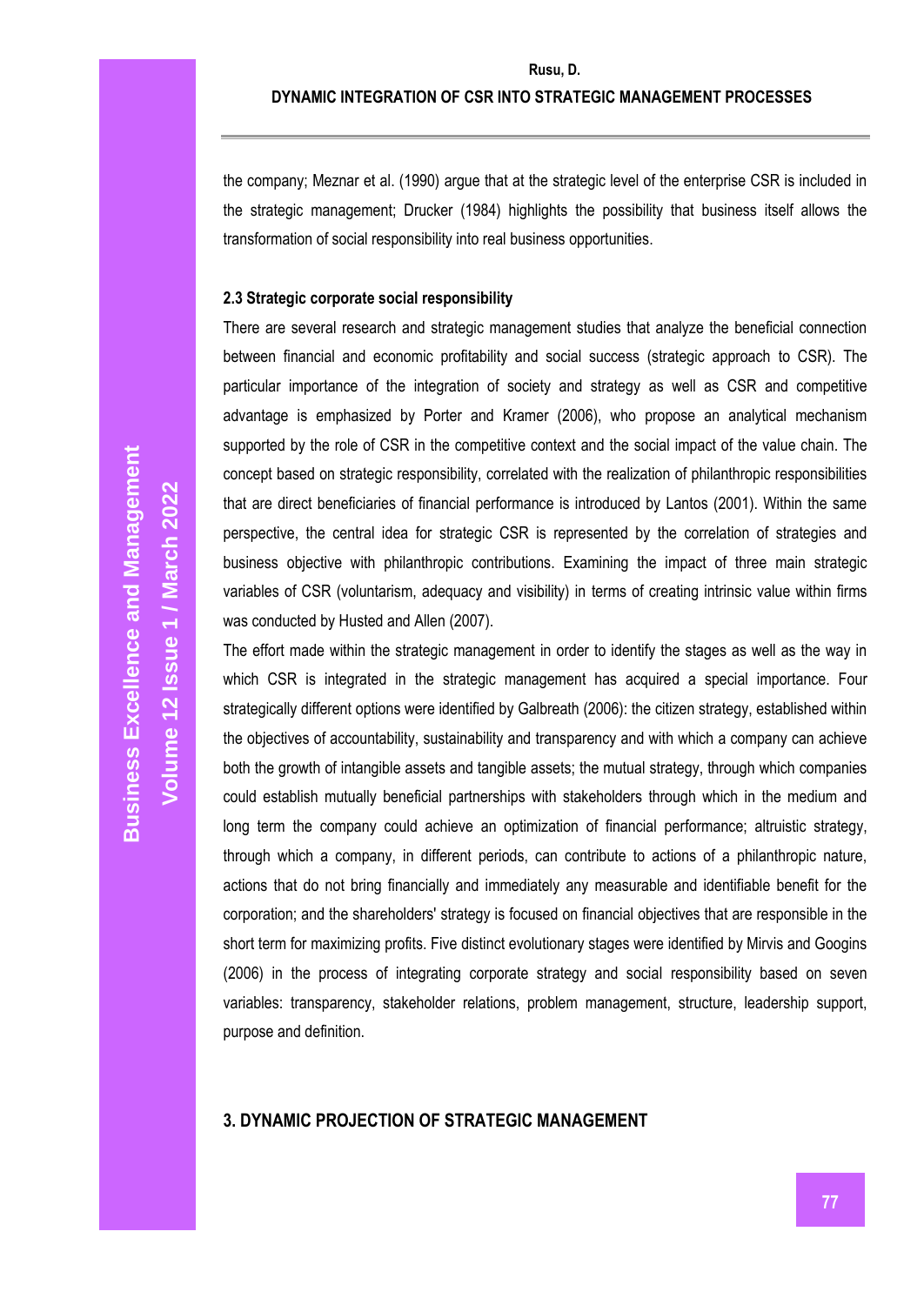the company; Meznar et al. (1990) argue that at the strategic level of the enterprise CSR is included in the strategic management; Drucker (1984) highlights the possibility that business itself allows the transformation of social responsibility into real business opportunities.

### 2.3 Strategic corporate social responsibility

There are several research and strategic management studies that analyze the beneficial connection between financial and economic profitability and social success (strategic approach to CSR). The particular importance of the integration of society and strategy as well as CSR and competitive advantage is emphasized by Porter and Kramer (2006), who propose an analytical mechanism supported by the role of CSR in the competitive context and the social impact of the value chain. The concept based on strategic responsibility, correlated with the realization of philanthropic responsibilities that are direct beneficiaries of financial performance is introduced by Lantos (2001). Within the same perspective, the central idea for strategic CSR is represented by the correlation of strategies and business objective with philanthropic contributions. Examining the impact of three main strategic variables of CSR (voluntarism, adequacy and visibility) in terms of creating intrinsic value within firms was conducted by Husted and Allen (2007).

The effort made within the strategic management in order to identify the stages as well as the way in which CSR is integrated in the strategic management has acquired a special importance. Four strategically different options were identified by Galbreath (2006): the citizen strategy, established within the objectives of accountability, sustainability and transparency and with which a company can achieve both the growth of intangible assets and tangible assets; the mutual strategy, through which companies could establish mutually beneficial partnerships with stakeholders through which in the medium and long term the company could achieve an optimization of financial performance; altruistic strategy, through which a company, in different periods, can contribute to actions of a philanthropic nature, actions that do not bring financially and immediately any measurable and identifiable benefit for the corporation; and the shareholders' strategy is focused on financial objectives that are responsible in the short term for maximizing profits. Five distinct evolutionary stages were identified by Mirvis and Googins (2006) in the process of integrating corporate strategy and social responsibility based on seven variables: transparency, stakeholder relations, problem management, structure, leadership support, purpose and definition.

## 3. DYNAMIC PROJECTION OF STRATEGIC MANAGEMENT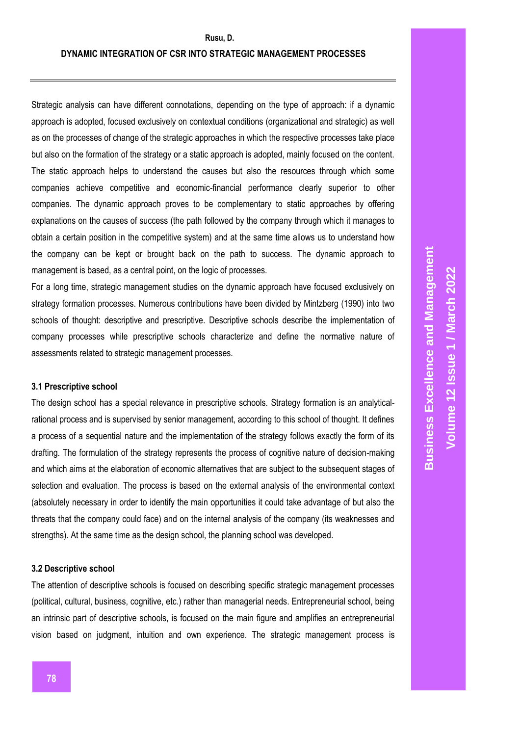Strategic analysis can have different connotations, depending on the type of approach: if a dynamic approach is adopted, focused exclusively on contextual conditions (organizational and strategic) as well as on the processes of change of the strategic approaches in which the respective processes take place but also on the formation of the strategy or a static approach is adopted, mainly focused on the content. The static approach helps to understand the causes but also the resources through which some companies achieve competitive and economic-financial performance clearly superior to other companies. The dynamic approach proves to be complementary to static approaches by offering explanations on the causes of success (the path followed by the company through which it manages to obtain a certain position in the competitive system) and at the same time allows us to understand how the company can be kept or brought back on the path to success. The dynamic approach to management is based, as a central point, on the logic of processes.

For a long time, strategic management studies on the dynamic approach have focused exclusively on strategy formation processes. Numerous contributions have been divided by Mintzberg (1990) into two schools of thought: descriptive and prescriptive. Descriptive schools describe the implementation of company processes while prescriptive schools characterize and define the normative nature of assessments related to strategic management processes.

### 3.1 Prescriptive school

The design school has a special relevance in prescriptive schools. Strategy formation is an analytical-rational process and is supervised by senior management, according to this school of thought. It defines a process of a sequential nature and the implementation of the strategy follows exactly the form of its drafting. The formulation of the strategy represents the process of cognitive nature of decision-making and which aims at the elaboration of economic alternatives that are subject to the subsequent stages of selection and evaluation. The process is based on the external analysis of the environmental context (absolutely necessary in order to identify the main opportunities it could take advantage of but also the threats that the company could face) and on the internal analysis of the company (its weaknesses and strengths). At the same time as the design school, the planning school was developed.

### 3.2 Descriptive school

The attention of descriptive schools is focused on describing specific strategic management processes (political, cultural, business, cognitive, etc.) rather than managerial needs. Entrepreneurial school, being an intrinsic part of descriptive schools, is focused on the main figure and amplifies an entrepreneurial vision based on judgment, intuition and own experience. The strategic management process is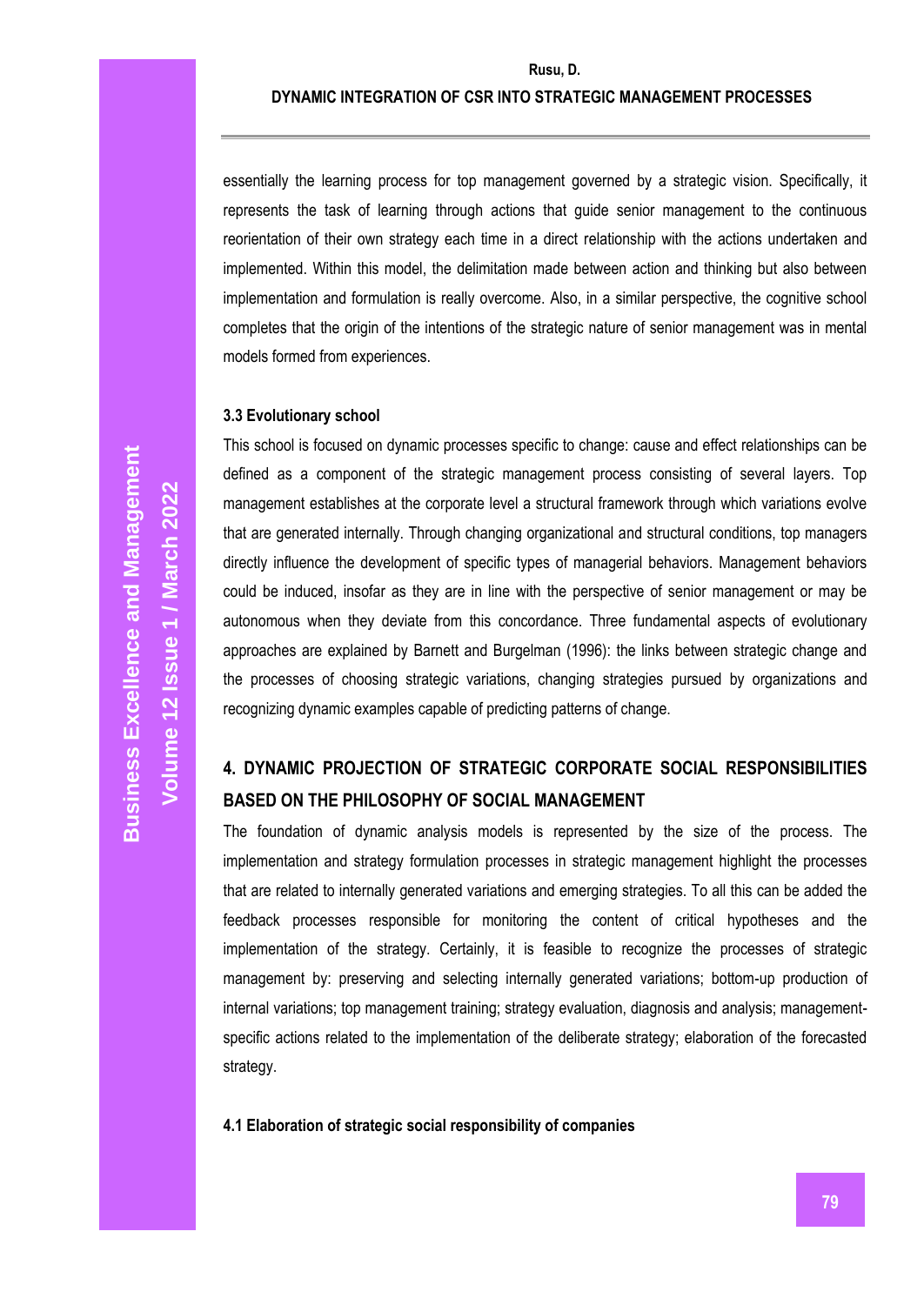essentially the learning process for top management governed by a strategic vision. Specifically, it represents the task of learning through actions that guide senior management to the continuous reorientation of their own strategy each time in a direct relationship with the actions undertaken and implemented. Within this model, the delimitation made between action and thinking but also between implementation and formulation is really overcome. Also, in a similar perspective, the cognitive school completes that the origin of the intentions of the strategic nature of senior management was in mental models formed from experiences.

### 3.3 Evolutionary school

This school is focused on dynamic processes specific to change: cause and effect relationships can be defined as a component of the strategic management process consisting of several layers. Top management establishes at the corporate level a structural framework through which variations evolve that are generated internally. Through changing organizational and structural conditions, top managers directly influence the development of specific types of managerial behaviors. Management behaviors could be induced, insofar as they are in line with the perspective of senior management or may be autonomous when they deviate from this concordance. Three fundamental aspects of evolutionary approaches are explained by Barnett and Burgelman (1996): the links between strategic change and the processes of choosing strategic variations, changing strategies pursued by organizations and recognizing dynamic examples capable of predicting patterns of change.

## 4. DYNAMIC PROJECTION OF STRATEGIC CORPORATE SOCIAL RESPONSIBILITIES BASED ON THE PHILOSOPHY OF SOCIAL MANAGEMENT

The foundation of dynamic analysis models is represented by the size of the process. The implementation and strategy formulation processes in strategic management highlight the processes that are related to internally generated variations and emerging strategies. To all this can be added the feedback processes responsible for monitoring the content of critical hypotheses and the implementation of the strategy. Certainly, it is feasible to recognize the processes of strategic management by: preserving and selecting internally generated variations; bottom-up production of internal variations; top management training; strategy evaluation, diagnosis and analysis; management-specific actions related to the implementation of the deliberate strategy; elaboration of the forecasted strategy.

### 4.1 Elaboration of strategic social responsibility of companies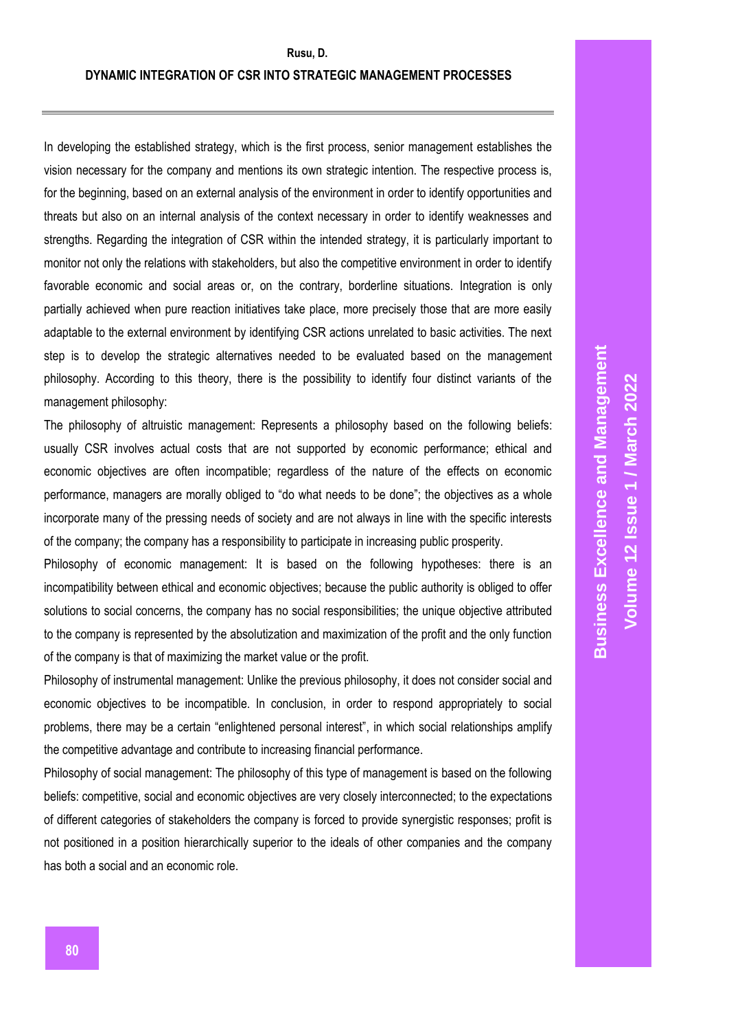In developing the established strategy, which is the first process, senior management establishes the vision necessary for the company and mentions its own strategic intention. The respective process is, for the beginning, based on an external analysis of the environment in order to identify opportunities and threats but also on an internal analysis of the context necessary in order to identify weaknesses and strengths. Regarding the integration of CSR within the intended strategy, it is particularly important to monitor not only the relations with stakeholders, but also the competitive environment in order to identify favorable economic and social areas or, on the contrary, borderline situations. Integration is only partially achieved when pure reaction initiatives take place, more precisely those that are more easily adaptable to the external environment by identifying CSR actions unrelated to basic activities. The next step is to develop the strategic alternatives needed to be evaluated based on the management philosophy. According to this theory, there is the possibility to identify four distinct variants of the management philosophy:

The philosophy of altruistic management: Represents a philosophy based on the following beliefs: usually CSR involves actual costs that are not supported by economic performance; ethical and economic objectives are often incompatible; regardless of the nature of the effects on economic performance, managers are morally obliged to "do what needs to be done"; the objectives as a whole incorporate many of the pressing needs of society and are not always in line with the specific interests of the company; the company has a responsibility to participate in increasing public prosperity.

Philosophy of economic management: It is based on the following hypotheses: there is an incompatibility between ethical and economic objectives; because the public authority is obliged to offer solutions to social concerns, the company has no social responsibilities; the unique objective attributed to the company is represented by the absolutization and maximization of the profit and the only function of the company is that of maximizing the market value or the profit.

Philosophy of instrumental management: Unlike the previous philosophy, it does not consider social and economic objectives to be incompatible. In conclusion, in order to respond appropriately to social problems, there may be a certain "enlightened personal interest", in which social relationships amplify the competitive advantage and contribute to increasing financial performance.

Philosophy of social management: The philosophy of this type of management is based on the following beliefs: competitive, social and economic objectives are very closely interconnected; to the expectations of different categories of stakeholders the company is forced to provide synergistic responses; profit is not positioned in a position hierarchically superior to the ideals of other companies and the company has both a social and an economic role.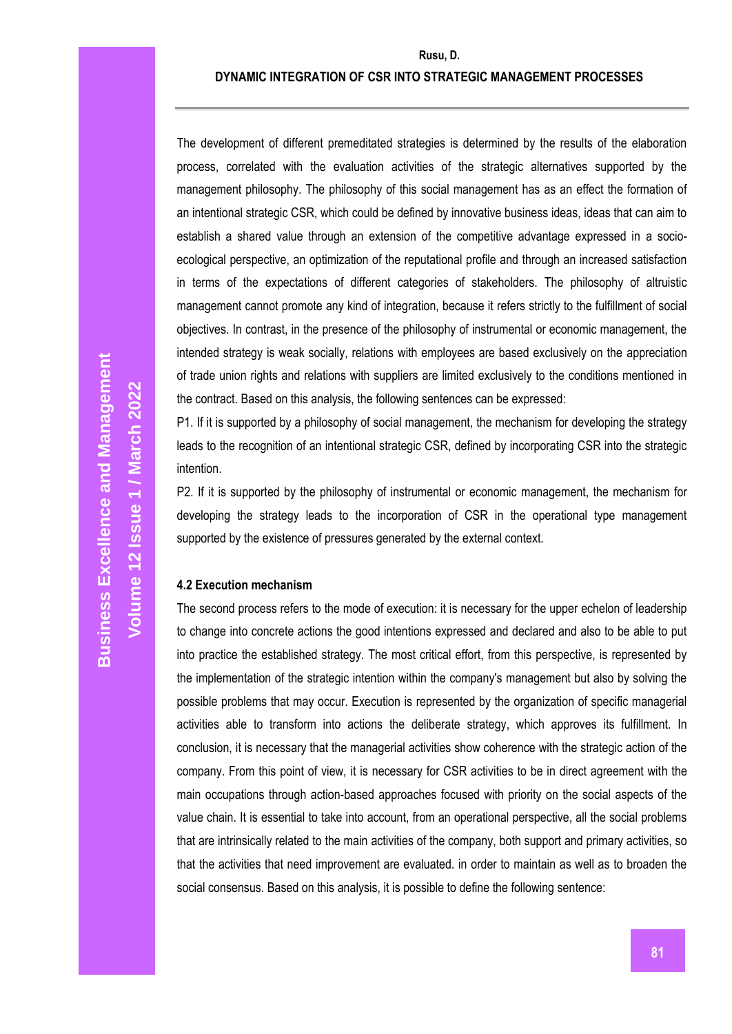The development of different premeditated strategies is determined by the results of the elaboration process, correlated with the evaluation activities of the strategic alternatives supported by the management philosophy. The philosophy of this social management has as an effect the formation of an intentional strategic CSR, which could be defined by innovative business ideas, ideas that can aim to establish a shared value through an extension of the competitive advantage expressed in a socio-ecological perspective, an optimization of the reputational profile and through an increased satisfaction in terms of the expectations of different categories of stakeholders. The philosophy of altruistic management cannot promote any kind of integration, because it refers strictly to the fulfillment of social objectives. In contrast, in the presence of the philosophy of instrumental or economic management, the intended strategy is weak socially, relations with employees are based exclusively on the appreciation of trade union rights and relations with suppliers are limited exclusively to the conditions mentioned in the contract. Based on this analysis, the following sentences can be expressed:

P1. If it is supported by a philosophy of social management, the mechanism for developing the strategy leads to the recognition of an intentional strategic CSR, defined by incorporating CSR into the strategic intention.

P2. If it is supported by the philosophy of instrumental or economic management, the mechanism for developing the strategy leads to the incorporation of CSR in the operational type management supported by the existence of pressures generated by the external context.

### 4.2 Execution mechanism

The second process refers to the mode of execution: it is necessary for the upper echelon of leadership to change into concrete actions the good intentions expressed and declared and also to be able to put into practice the established strategy. The most critical effort, from this perspective, is represented by the implementation of the strategic intention within the company's management but also by solving the possible problems that may occur. Execution is represented by the organization of specific managerial activities able to transform into actions the deliberate strategy, which approves its fulfillment. In conclusion, it is necessary that the managerial activities show coherence with the strategic action of the company. From this point of view, it is necessary for CSR activities to be in direct agreement with the main occupations through action-based approaches focused with priority on the social aspects of the value chain. It is essential to take into account, from an operational perspective, all the social problems that are intrinsically related to the main activities of the company, both support and primary activities, so that the activities that need improvement are evaluated. in order to maintain as well as to broaden the social consensus. Based on this analysis, it is possible to define the following sentence: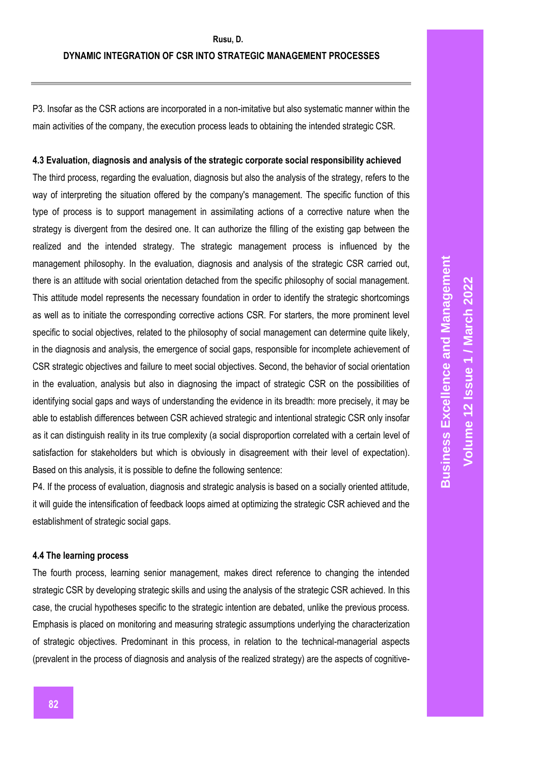P3. Insofar as the CSR actions are incorporated in a non-imitative but also systematic manner within the main activities of the company, the execution process leads to obtaining the intended strategic CSR.

### 4.3 Evaluation, diagnosis and analysis of the strategic corporate social responsibility achieved

The third process, regarding the evaluation, diagnosis but also the analysis of the strategy, refers to the way of interpreting the situation offered by the company's management. The specific function of this type of process is to support management in assimilating actions of a corrective nature when the strategy is divergent from the desired one. It can authorize the filling of the existing gap between the realized and the intended strategy. The strategic management process is influenced by the management philosophy. In the evaluation, diagnosis and analysis of the strategic CSR carried out, there is an attitude with social orientation detached from the specific philosophy of social management. This attitude model represents the necessary foundation in order to identify the strategic shortcomings as well as to initiate the corresponding corrective actions CSR. For starters, the more prominent level specific to social objectives, related to the philosophy of social management can determine quite likely, in the diagnosis and analysis, the emergence of social gaps, responsible for incomplete achievement of CSR strategic objectives and failure to meet social objectives. Second, the behavior of social orientation in the evaluation, analysis but also in diagnosing the impact of strategic CSR on the possibilities of identifying social gaps and ways of understanding the evidence in its breadth: more precisely, it may be able to establish differences between CSR achieved strategic and intentional strategic CSR only insofar as it can distinguish reality in its true complexity (a social disproportion correlated with a certain level of satisfaction for stakeholders but which is obviously in disagreement with their level of expectation). Based on this analysis, it is possible to define the following sentence:

P4. If the process of evaluation, diagnosis and strategic analysis is based on a socially oriented attitude, it will guide the intensification of feedback loops aimed at optimizing the strategic CSR achieved and the establishment of strategic social gaps.

### 4.4 The learning process

The fourth process, learning senior management, makes direct reference to changing the intended strategic CSR by developing strategic skills and using the analysis of the strategic CSR achieved. In this case, the crucial hypotheses specific to the strategic intention are debated, unlike the previous process. Emphasis is placed on monitoring and measuring strategic assumptions underlying the characterization of strategic objectives. Predominant in this process, in relation to the technical-managerial aspects (prevalent in the process of diagnosis and analysis of the realized strategy) are the aspects of cognitive-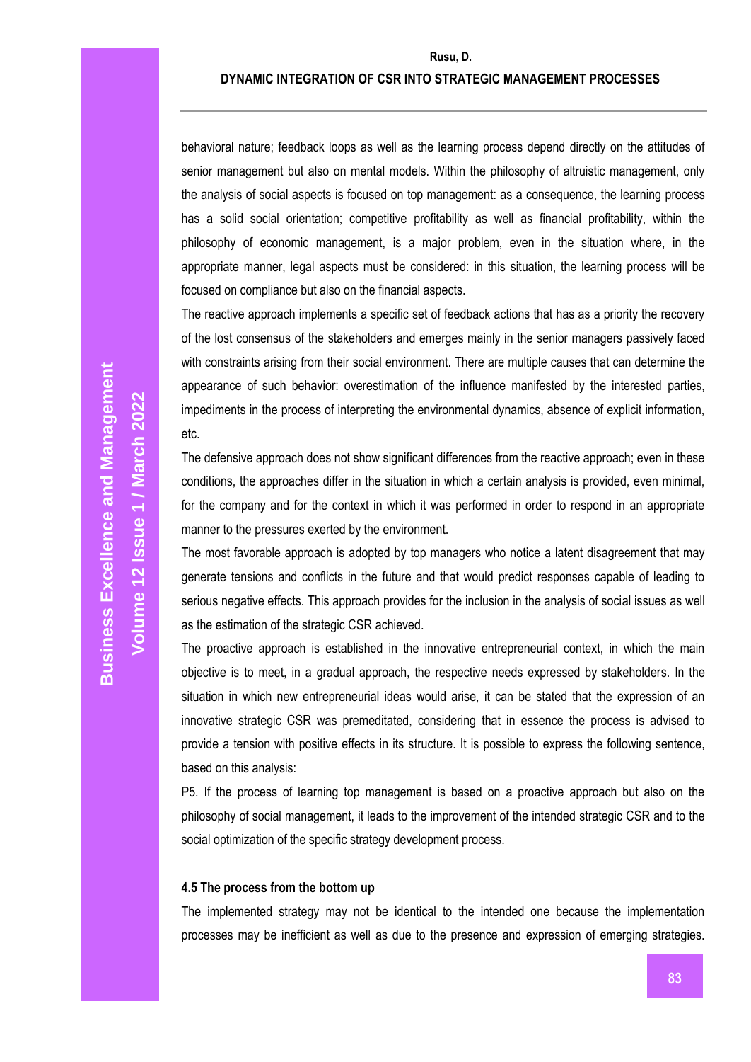behavioral nature; feedback loops as well as the learning process depend directly on the attitudes of senior management but also on mental models. Within the philosophy of altruistic management, only the analysis of social aspects is focused on top management: as a consequence, the learning process has a solid social orientation; competitive profitability as well as financial profitability, within the philosophy of economic management, is a major problem, even in the situation where, in the appropriate manner, legal aspects must be considered: in this situation, the learning process will be focused on compliance but also on the financial aspects.

The reactive approach implements a specific set of feedback actions that has as a priority the recovery of the lost consensus of the stakeholders and emerges mainly in the senior managers passively faced with constraints arising from their social environment. There are multiple causes that can determine the appearance of such behavior: overestimation of the influence manifested by the interested parties, impediments in the process of interpreting the environmental dynamics, absence of explicit information, etc.

The defensive approach does not show significant differences from the reactive approach; even in these conditions, the approaches differ in the situation in which a certain analysis is provided, even minimal, for the company and for the context in which it was performed in order to respond in an appropriate manner to the pressures exerted by the environment.

The most favorable approach is adopted by top managers who notice a latent disagreement that may generate tensions and conflicts in the future and that would predict responses capable of leading to serious negative effects. This approach provides for the inclusion in the analysis of social issues as well as the estimation of the strategic CSR achieved.

The proactive approach is established in the innovative entrepreneurial context, in which the main objective is to meet, in a gradual approach, the respective needs expressed by stakeholders. In the situation in which new entrepreneurial ideas would arise, it can be stated that the expression of an innovative strategic CSR was premeditated, considering that in essence the process is advised to provide a tension with positive effects in its structure. It is possible to express the following sentence, based on this analysis:

P5. If the process of learning top management is based on a proactive approach but also on the philosophy of social management, it leads to the improvement of the intended strategic CSR and to the social optimization of the specific strategy development process.

#### 4.5 The process from the bottom up

The implemented strategy may not be identical to the intended one because the implementation processes may be inefficient as well as due to the presence and expression of emerging strategies.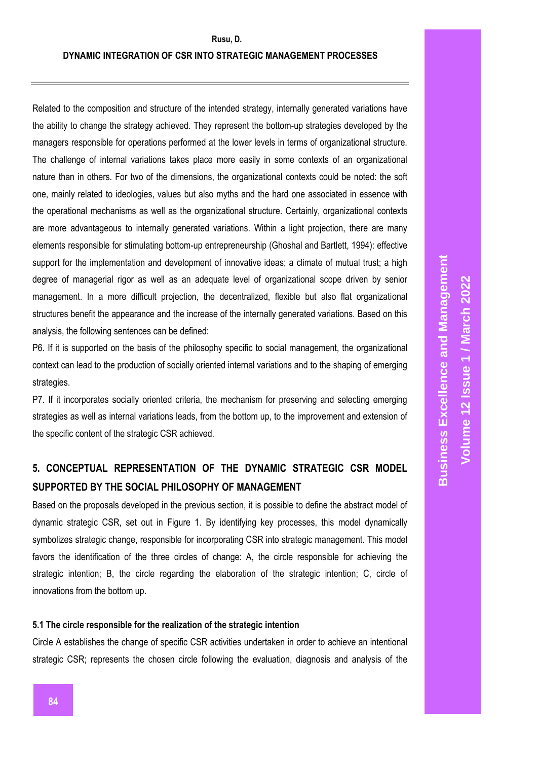Related to the composition and structure of the intended strategy, internally generated variations have the ability to change the strategy achieved. They represent the bottom-up strategies developed by the managers responsible for operations performed at the lower levels in terms of organizational structure. The challenge of internal variations takes place more easily in some contexts of an organizational nature than in others. For two of the dimensions, the organizational contexts could be noted: the soft one, mainly related to ideologies, values but also myths and the hard one associated in essence with the operational mechanisms as well as the organizational structure. Certainly, organizational contexts are more advantageous to internally generated variations. Within a light projection, there are many elements responsible for stimulating bottom-up entrepreneurship (Ghoshal and Bartlett, 1994): effective support for the implementation and development of innovative ideas; a climate of mutual trust; a high degree of managerial rigor as well as an adequate level of organizational scope driven by senior management. In a more difficult projection, the decentralized, flexible but also flat organizational structures benefit the appearance and the increase of the internally generated variations. Based on this analysis, the following sentences can be defined:

P6. If it is supported on the basis of the philosophy specific to social management, the organizational context can lead to the production of socially oriented internal variations and to the shaping of emerging strategies.

P7. If it incorporates socially oriented criteria, the mechanism for preserving and selecting emerging strategies as well as internal variations leads, from the bottom up, to the improvement and extension of the specific content of the strategic CSR achieved.

## 5. CONCEPTUAL REPRESENTATION OF THE DYNAMIC STRATEGIC CSR MODEL SUPPORTED BY THE SOCIAL PHILOSOPHY OF MANAGEMENT

Based on the proposals developed in the previous section, it is possible to define the abstract model of dynamic strategic CSR, set out in Figure 1. By identifying key processes, this model dynamically symbolizes strategic change, responsible for incorporating CSR into strategic management. This model favors the identification of the three circles of change: A, the circle responsible for achieving the strategic intention; B, the circle regarding the elaboration of the strategic intention; C, circle of innovations from the bottom up.

### 5.1 The circle responsible for the realization of the strategic intention

Circle A establishes the change of specific CSR activities undertaken in order to achieve an intentional strategic CSR; represents the chosen circle following the evaluation, diagnosis and analysis of the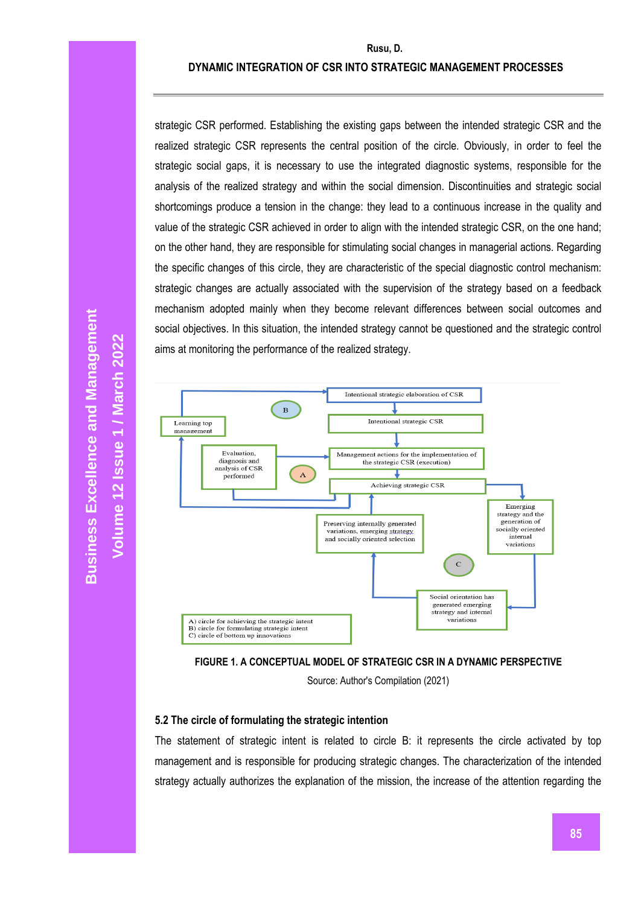strategic CSR performed. Establishing the existing gaps between the intended strategic CSR and the realized strategic CSR represents the central position of the circle. Obviously, in order to feel the strategic social gaps, it is necessary to use the integrated diagnostic systems, responsible for the analysis of the realized strategy and within the social dimension. Discontinuities and strategic social shortcomings produce a tension in the change: they lead to a continuous increase in the quality and value of the strategic CSR achieved in order to align with the intended strategic CSR, on the one hand; on the other hand, they are responsible for stimulating social changes in managerial actions. Regarding the specific changes of this circle, they are characteristic of the special diagnostic control mechanism: strategic changes are actually associated with the supervision of the strategy based on a feedback mechanism adopted mainly when they become relevant differences between social outcomes and social objectives. In this situation, the intended strategy cannot be questioned and the strategic control aims at monitoring the performance of the realized strategy.

Intentional strategic elaboration of CSR

Intentional strategic CSR

Learning top management

Evaluation, diagnosis and analysis of CSR performed

Management actions for the implementation of the strategic CSR (execution)

Achieving strategic CSR

Preserving internally generated variations, emerging strategy and socially oriented selection

Emerging strategy and the generation of socially oriented internal variations

Social orientation has generated emerging strategy and internal variations

A) circle for achieving the strategic intent
B) circle for formulating strategic intent
C) circle of bottom up innovations

**FIGURE 1. A CONCEPTUAL MODEL OF STRATEGIC CSR IN A DYNAMIC PERSPECTIVE**

Source: Author's Compilation (2021)

### 5.2 The circle of formulating the strategic intention

The statement of strategic intent is related to circle B: it represents the circle activated by top management and is responsible for producing strategic changes. The characterization of the intended strategy actually authorizes the explanation of the mission, the increase of the attention regarding the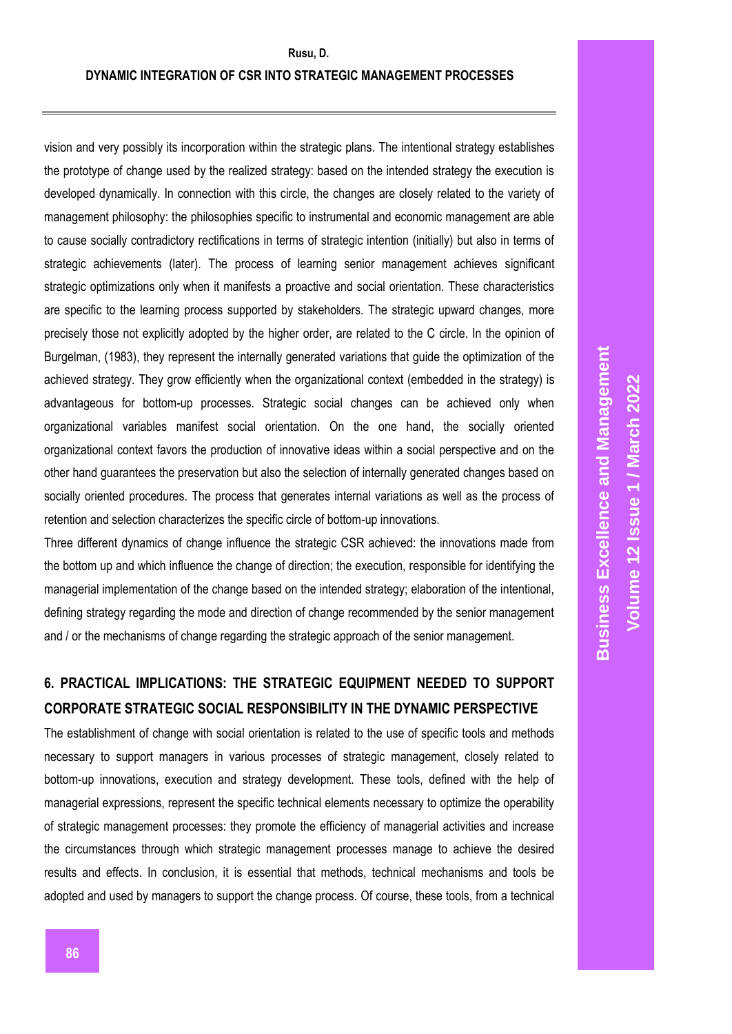vision and very possibly its incorporation within the strategic plans. The intentional strategy establishes the prototype of change used by the realized strategy: based on the intended strategy the execution is developed dynamically. In connection with this circle, the changes are closely related to the variety of management philosophy: the philosophies specific to instrumental and economic management are able to cause socially contradictory rectifications in terms of strategic intention (initially) but also in terms of strategic achievements (later). The process of learning senior management achieves significant strategic optimizations only when it manifests a proactive and social orientation. These characteristics are specific to the learning process supported by stakeholders. The strategic upward changes, more precisely those not explicitly adopted by the higher order, are related to the C circle. In the opinion of Burgelman, (1983), they represent the internally generated variations that guide the optimization of the achieved strategy. They grow efficiently when the organizational context (embedded in the strategy) is advantageous for bottom-up processes. Strategic social changes can be achieved only when organizational variables manifest social orientation. On the one hand, the socially oriented organizational context favors the production of innovative ideas within a social perspective and on the other hand guarantees the preservation but also the selection of internally generated changes based on socially oriented procedures. The process that generates internal variations as well as the process of retention and selection characterizes the specific circle of bottom-up innovations.

Three different dynamics of change influence the strategic CSR achieved: the innovations made from the bottom up and which influence the change of direction; the execution, responsible for identifying the managerial implementation of the change based on the intended strategy; elaboration of the intentional, defining strategy regarding the mode and direction of change recommended by the senior management and / or the mechanisms of change regarding the strategic approach of the senior management.

## 6. PRACTICAL IMPLICATIONS: THE STRATEGIC EQUIPMENT NEEDED TO SUPPORT CORPORATE STRATEGIC SOCIAL RESPONSIBILITY IN THE DYNAMIC PERSPECTIVE

The establishment of change with social orientation is related to the use of specific tools and methods necessary to support managers in various processes of strategic management, closely related to bottom-up innovations, execution and strategy development. These tools, defined with the help of managerial expressions, represent the specific technical elements necessary to optimize the operability of strategic management processes: they promote the efficiency of managerial activities and increase the circumstances through which strategic management processes manage to achieve the desired results and effects. In conclusion, it is essential that methods, technical mechanisms and tools be adopted and used by managers to support the change process. Of course, these tools, from a technical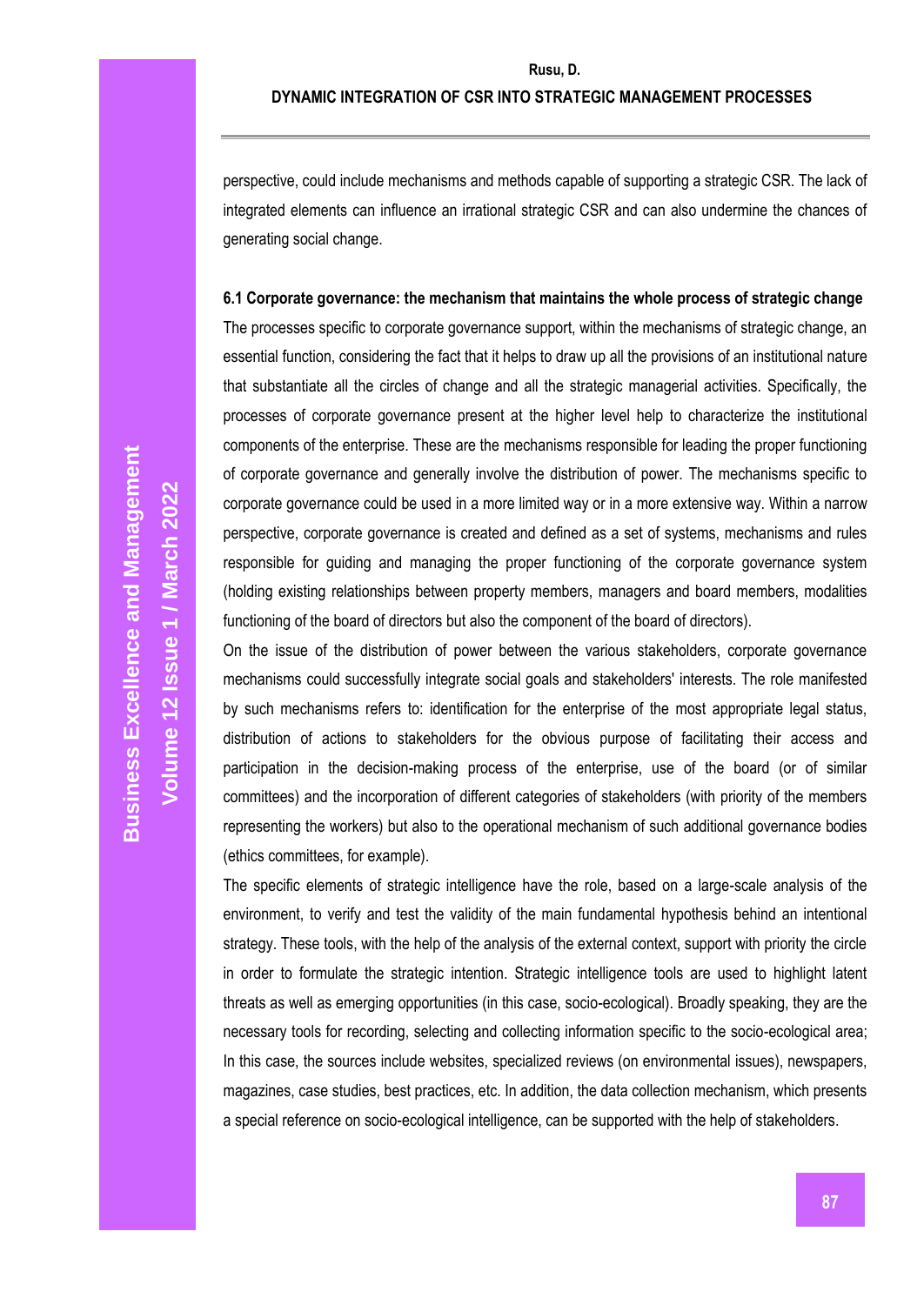perspective, could include mechanisms and methods capable of supporting a strategic CSR. The lack of integrated elements can influence an irrational strategic CSR and can also undermine the chances of generating social change.

### 6.1 Corporate governance: the mechanism that maintains the whole process of strategic change

The processes specific to corporate governance support, within the mechanisms of strategic change, an essential function, considering the fact that it helps to draw up all the provisions of an institutional nature that substantiate all the circles of change and all the strategic managerial activities. Specifically, the processes of corporate governance present at the higher level help to characterize the institutional components of the enterprise. These are the mechanisms responsible for leading the proper functioning of corporate governance and generally involve the distribution of power. The mechanisms specific to corporate governance could be used in a more limited way or in a more extensive way. Within a narrow perspective, corporate governance is created and defined as a set of systems, mechanisms and rules responsible for guiding and managing the proper functioning of the corporate governance system (holding existing relationships between property members, managers and board members, modalities functioning of the board of directors but also the component of the board of directors).

On the issue of the distribution of power between the various stakeholders, corporate governance mechanisms could successfully integrate social goals and stakeholders' interests. The role manifested by such mechanisms refers to: identification for the enterprise of the most appropriate legal status, distribution of actions to stakeholders for the obvious purpose of facilitating their access and participation in the decision-making process of the enterprise, use of the board (or of similar committees) and the incorporation of different categories of stakeholders (with priority of the members representing the workers) but also to the operational mechanism of such additional governance bodies (ethics committees, for example).

The specific elements of strategic intelligence have the role, based on a large-scale analysis of the environment, to verify and test the validity of the main fundamental hypothesis behind an intentional strategy. These tools, with the help of the analysis of the external context, support with priority the circle in order to formulate the strategic intention. Strategic intelligence tools are used to highlight latent threats as well as emerging opportunities (in this case, socio-ecological). Broadly speaking, they are the necessary tools for recording, selecting and collecting information specific to the socio-ecological area; In this case, the sources include websites, specialized reviews (on environmental issues), newspapers, magazines, case studies, best practices, etc. In addition, the data collection mechanism, which presents a special reference on socio-ecological intelligence, can be supported with the help of stakeholders.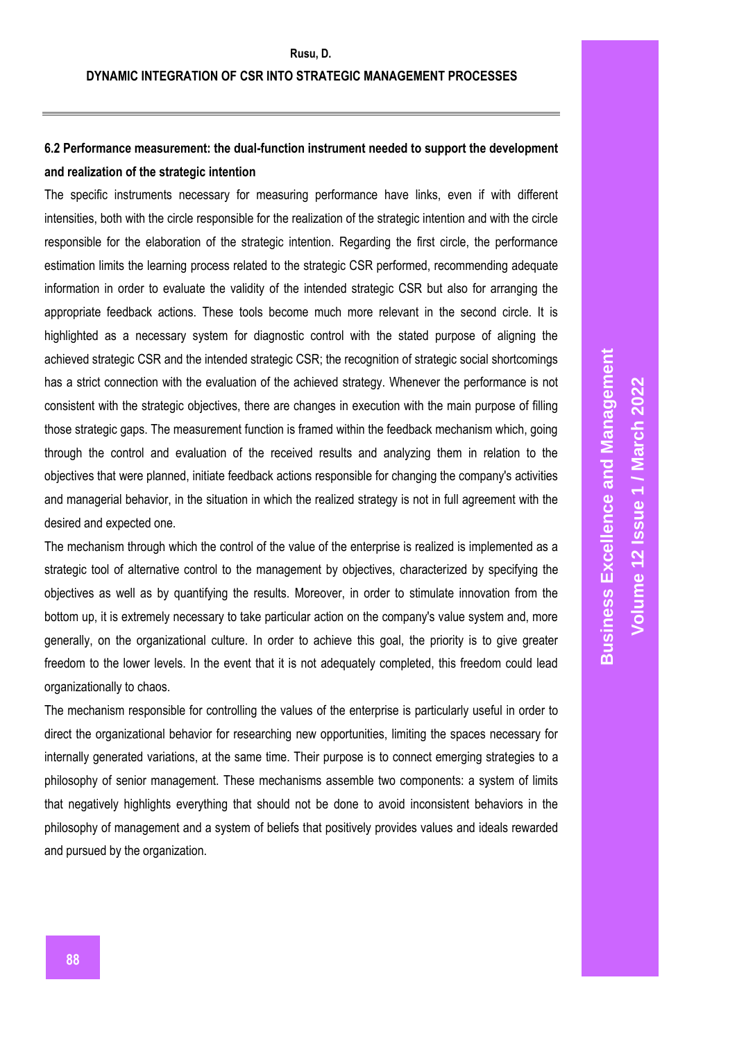### 6.2 Performance measurement: the dual-function instrument needed to support the development and realization of the strategic intention

The specific instruments necessary for measuring performance have links, even if with different intensities, both with the circle responsible for the realization of the strategic intention and with the circle responsible for the elaboration of the strategic intention. Regarding the first circle, the performance estimation limits the learning process related to the strategic CSR performed, recommending adequate information in order to evaluate the validity of the intended strategic CSR but also for arranging the appropriate feedback actions. These tools become much more relevant in the second circle. It is highlighted as a necessary system for diagnostic control with the stated purpose of aligning the achieved strategic CSR and the intended strategic CSR; the recognition of strategic social shortcomings has a strict connection with the evaluation of the achieved strategy. Whenever the performance is not consistent with the strategic objectives, there are changes in execution with the main purpose of filling those strategic gaps. The measurement function is framed within the feedback mechanism which, going through the control and evaluation of the received results and analyzing them in relation to the objectives that were planned, initiate feedback actions responsible for changing the company's activities and managerial behavior, in the situation in which the realized strategy is not in full agreement with the desired and expected one.

The mechanism through which the control of the value of the enterprise is realized is implemented as a strategic tool of alternative control to the management by objectives, characterized by specifying the objectives as well as by quantifying the results. Moreover, in order to stimulate innovation from the bottom up, it is extremely necessary to take particular action on the company's value system and, more generally, on the organizational culture. In order to achieve this goal, the priority is to give greater freedom to the lower levels. In the event that it is not adequately completed, this freedom could lead organizationally to chaos.

The mechanism responsible for controlling the values of the enterprise is particularly useful in order to direct the organizational behavior for researching new opportunities, limiting the spaces necessary for internally generated variations, at the same time. Their purpose is to connect emerging strategies to a philosophy of senior management. These mechanisms assemble two components: a system of limits that negatively highlights everything that should not be done to avoid inconsistent behaviors in the philosophy of management and a system of beliefs that positively provides values and ideals rewarded and pursued by the organization.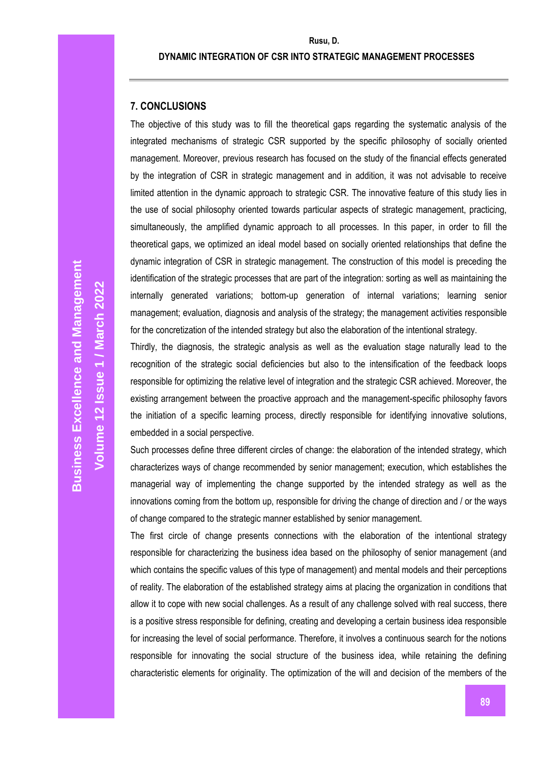## 7. CONCLUSIONS

The objective of this study was to fill the theoretical gaps regarding the systematic analysis of the integrated mechanisms of strategic CSR supported by the specific philosophy of socially oriented management. Moreover, previous research has focused on the study of the financial effects generated by the integration of CSR in strategic management and in addition, it was not advisable to receive limited attention in the dynamic approach to strategic CSR. The innovative feature of this study lies in the use of social philosophy oriented towards particular aspects of strategic management, practicing, simultaneously, the amplified dynamic approach to all processes. In this paper, in order to fill the theoretical gaps, we optimized an ideal model based on socially oriented relationships that define the dynamic integration of CSR in strategic management. The construction of this model is preceding the identification of the strategic processes that are part of the integration: sorting as well as maintaining the internally generated variations; bottom-up generation of internal variations; learning senior management; evaluation, diagnosis and analysis of the strategy; the management activities responsible for the concretization of the intended strategy but also the elaboration of the intentional strategy.

Thirdly, the diagnosis, the strategic analysis as well as the evaluation stage naturally lead to the recognition of the strategic social deficiencies but also to the intensification of the feedback loops responsible for optimizing the relative level of integration and the strategic CSR achieved. Moreover, the existing arrangement between the proactive approach and the management-specific philosophy favors the initiation of a specific learning process, directly responsible for identifying innovative solutions, embedded in a social perspective.

Such processes define three different circles of change: the elaboration of the intended strategy, which characterizes ways of change recommended by senior management; execution, which establishes the managerial way of implementing the change supported by the intended strategy as well as the innovations coming from the bottom up, responsible for driving the change of direction and / or the ways of change compared to the strategic manner established by senior management.

The first circle of change presents connections with the elaboration of the intentional strategy responsible for characterizing the business idea based on the philosophy of senior management (and which contains the specific values of this type of management) and mental models and their perceptions of reality. The elaboration of the established strategy aims at placing the organization in conditions that allow it to cope with new social challenges. As a result of any challenge solved with real success, there is a positive stress responsible for defining, creating and developing a certain business idea responsible for increasing the level of social performance. Therefore, it involves a continuous search for the notions responsible for innovating the social structure of the business idea, while retaining the defining characteristic elements for originality. The optimization of the will and decision of the members of the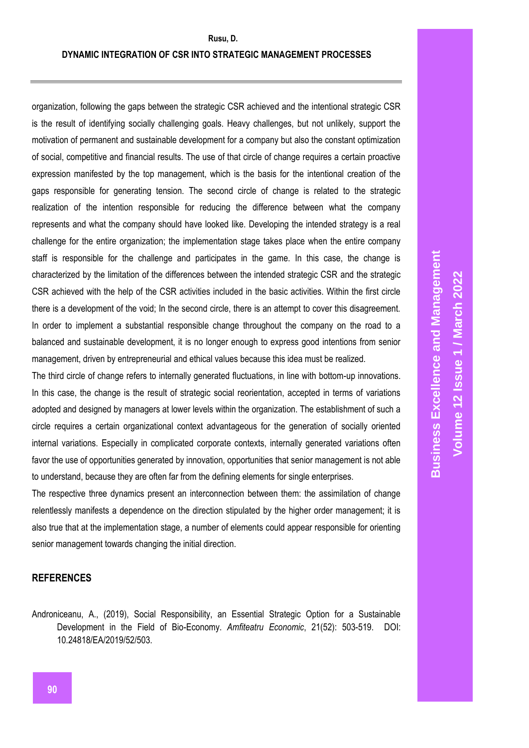organization, following the gaps between the strategic CSR achieved and the intentional strategic CSR is the result of identifying socially challenging goals. Heavy challenges, but not unlikely, support the motivation of permanent and sustainable development for a company but also the constant optimization of social, competitive and financial results. The use of that circle of change requires a certain proactive expression manifested by the top management, which is the basis for the intentional creation of the gaps responsible for generating tension. The second circle of change is related to the strategic realization of the intention responsible for reducing the difference between what the company represents and what the company should have looked like. Developing the intended strategy is a real challenge for the entire organization; the implementation stage takes place when the entire company staff is responsible for the challenge and participates in the game. In this case, the change is characterized by the limitation of the differences between the intended strategic CSR and the strategic CSR achieved with the help of the CSR activities included in the basic activities. Within the first circle there is a development of the void; In the second circle, there is an attempt to cover this disagreement. In order to implement a substantial responsible change throughout the company on the road to a balanced and sustainable development, it is no longer enough to express good intentions from senior management, driven by entrepreneurial and ethical values because this idea must be realized.

The third circle of change refers to internally generated fluctuations, in line with bottom-up innovations. In this case, the change is the result of strategic social reorientation, accepted in terms of variations adopted and designed by managers at lower levels within the organization. The establishment of such a circle requires a certain organizational context advantageous for the generation of socially oriented internal variations. Especially in complicated corporate contexts, internally generated variations often favor the use of opportunities generated by innovation, opportunities that senior management is not able to understand, because they are often far from the defining elements for single enterprises.

The respective three dynamics present an interconnection between them: the assimilation of change relentlessly manifests a dependence on the direction stipulated by the higher order management; it is also true that at the implementation stage, a number of elements could appear responsible for orienting senior management towards changing the initial direction.

## REFERENCES

Androniceanu, A., (2019), Social Responsibility, an Essential Strategic Option for a Sustainable Development in the Field of Bio-Economy. *Amfiteatru Economic*, 21(52): 503-519. DOI: 10.24818/EA/2019/52/503.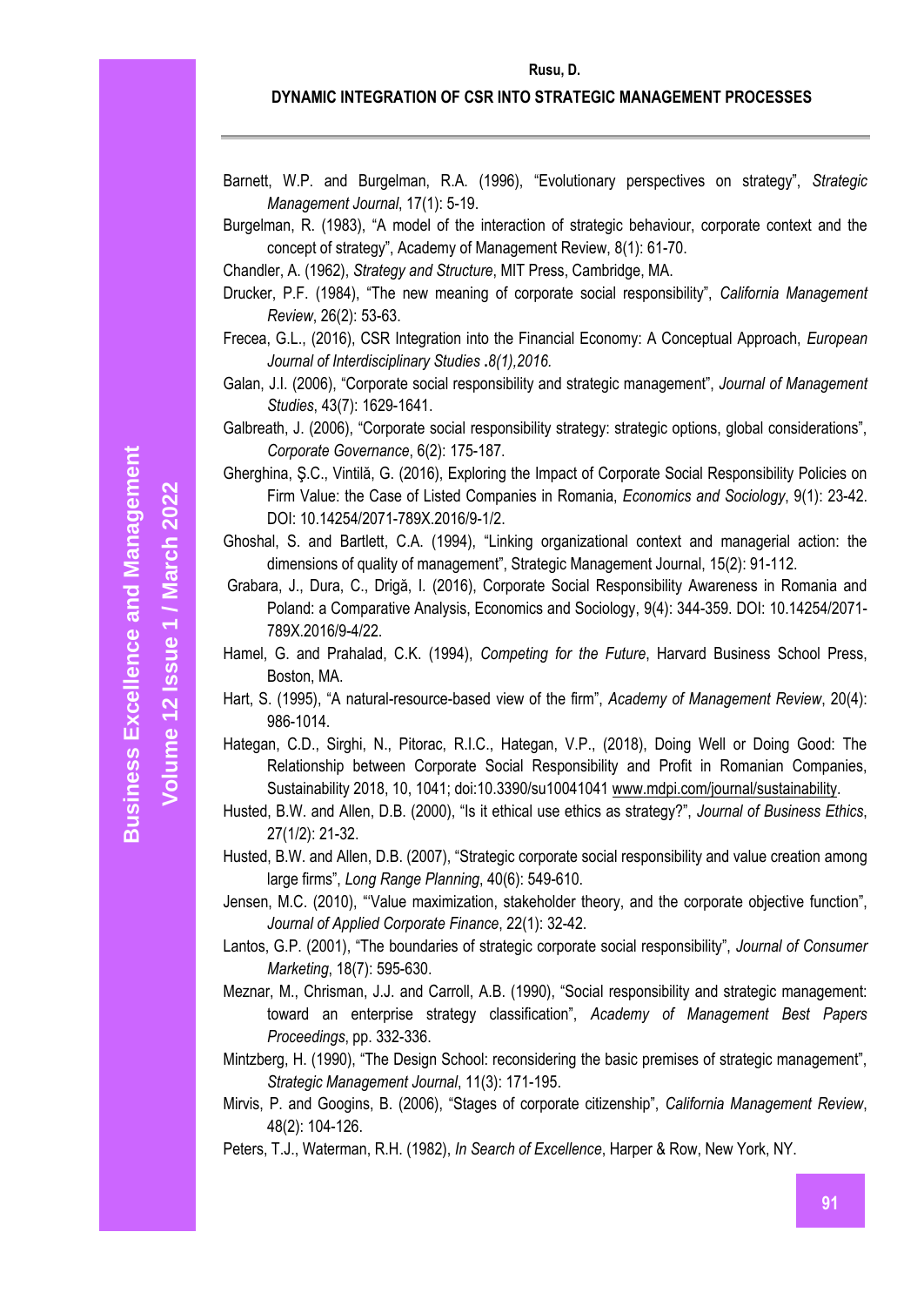Barnett, W.P. and Burgelman, R.A. (1996), "Evolutionary perspectives on strategy", *Strategic Management Journal*, 17(1): 5-19.

Burgelman, R. (1983), "A model of the interaction of strategic behaviour, corporate context and the concept of strategy", Academy of Management Review, 8(1): 61-70.

Chandler, A. (1962), *Strategy and Structure*, MIT Press, Cambridge, MA.

Drucker, P.F. (1984), "The new meaning of corporate social responsibility", *California Management Review*, 26(2): 53-63.

Frecea, G.L., (2016), CSR Integration into the Financial Economy: A Conceptual Approach, *European Journal of Interdisciplinary Studies .8(1),2016.*

Galan, J.I. (2006), "Corporate social responsibility and strategic management", *Journal of Management Studies*, 43(7): 1629-1641.

Galbreath, J. (2006), "Corporate social responsibility strategy: strategic options, global considerations", *Corporate Governance*, 6(2): 175-187.

Gherghina, Ş.C., Vintilă, G. (2016), Exploring the Impact of Corporate Social Responsibility Policies on Firm Value: the Case of Listed Companies in Romania, *Economics and Sociology*, 9(1): 23-42. DOI: 10.14254/2071-789X.2016/9-1/2.

Ghoshal, S. and Bartlett, C.A. (1994), "Linking organizational context and managerial action: the dimensions of quality of management", Strategic Management Journal, 15(2): 91-112.

Grabara, J., Dura, C., Drigă, I. (2016), Corporate Social Responsibility Awareness in Romania and Poland: a Comparative Analysis, Economics and Sociology, 9(4): 344-359. DOI: 10.14254/2071-789X.2016/9-4/22.

Hamel, G. and Prahalad, C.K. (1994), *Competing for the Future*, Harvard Business School Press, Boston, MA.

Hart, S. (1995), "A natural-resource-based view of the firm", *Academy of Management Review*, 20(4): 986-1014.

Hategan, C.D., Sirghi, N., Pitorac, R.I.C., Hategan, V.P., (2018), Doing Well or Doing Good: The Relationship between Corporate Social Responsibility and Profit in Romanian Companies, Sustainability 2018, 10, 1041; doi:10.3390/su10041041 www.mdpi.com/journal/sustainability.

Husted, B.W. and Allen, D.B. (2000), "Is it ethical use ethics as strategy?", *Journal of Business Ethics*, 27(1/2): 21-32.

Husted, B.W. and Allen, D.B. (2007), "Strategic corporate social responsibility and value creation among large firms", *Long Range Planning*, 40(6): 549-610.

Jensen, M.C. (2010), "'Value maximization, stakeholder theory, and the corporate objective function", *Journal of Applied Corporate Finance*, 22(1): 32-42.

Lantos, G.P. (2001), "The boundaries of strategic corporate social responsibility", *Journal of Consumer Marketing*, 18(7): 595-630.

Meznar, M., Chrisman, J.J. and Carroll, A.B. (1990), "Social responsibility and strategic management: toward an enterprise strategy classification", *Academy of Management Best Papers Proceedings*, pp. 332-336.

Mintzberg, H. (1990), "The Design School: reconsidering the basic premises of strategic management", *Strategic Management Journal*, 11(3): 171-195.

Mirvis, P. and Googins, B. (2006), "Stages of corporate citizenship", *California Management Review*, 48(2): 104-126.

Peters, T.J., Waterman, R.H. (1982), *In Search of Excellence*, Harper & Row, New York, NY.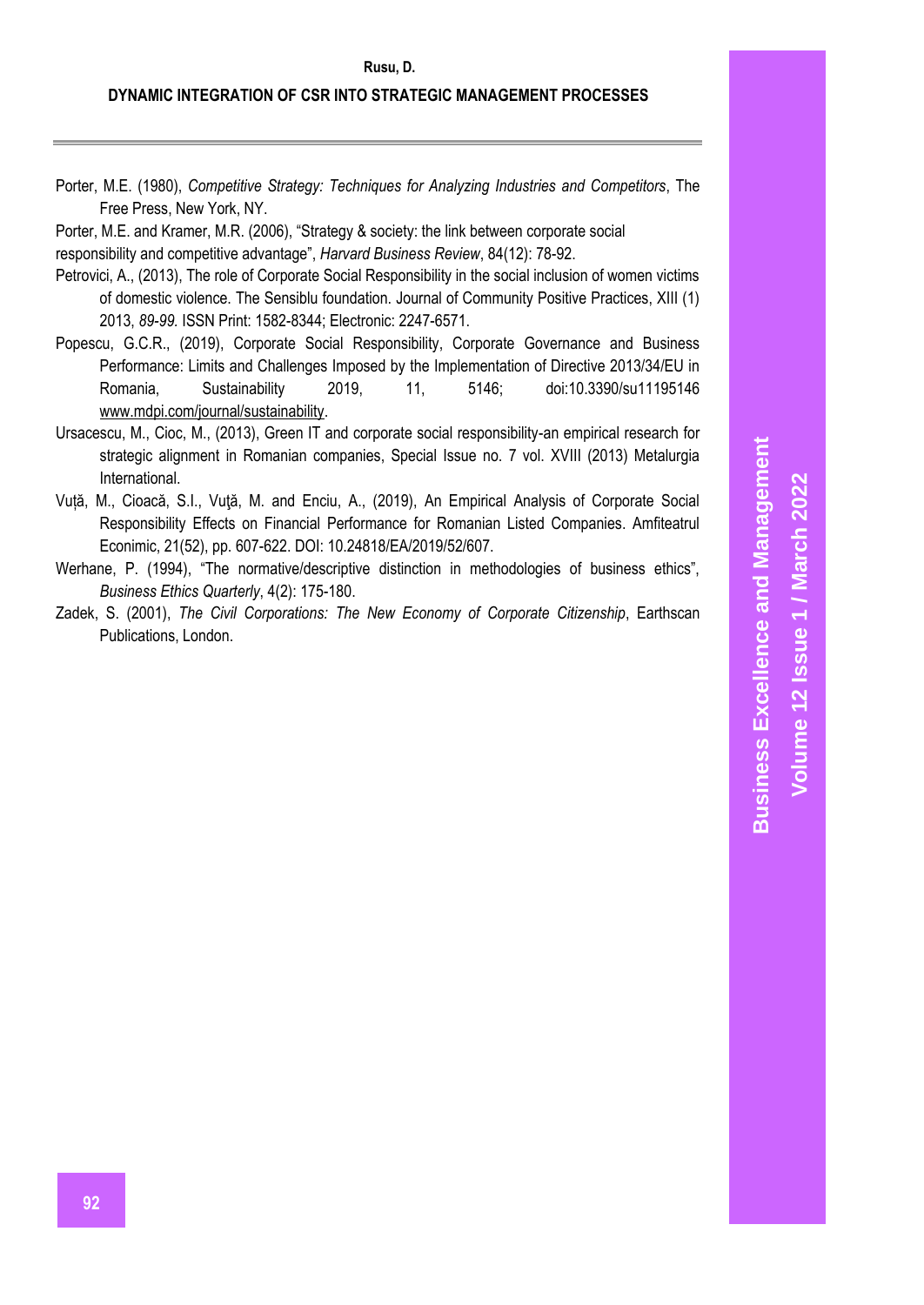Porter, M.E. (1980), *Competitive Strategy: Techniques for Analyzing Industries and Competitors*, The Free Press, New York, NY.

Porter, M.E. and Kramer, M.R. (2006), "Strategy & society: the link between corporate social responsibility and competitive advantage", *Harvard Business Review*, 84(12): 78-92.

Petrovici, A., (2013), The role of Corporate Social Responsibility in the social inclusion of women victims of domestic violence. The Sensiblu foundation. Journal of Community Positive Practices, XIII (1) 2013, *89-99.* ISSN Print: 1582-8344; Electronic: 2247-6571.

Popescu, G.C.R., (2019), Corporate Social Responsibility, Corporate Governance and Business Performance: Limits and Challenges Imposed by the Implementation of Directive 2013/34/EU in Romania, Sustainability 2019, 11, 5146; doi:10.3390/su11195146 www.mdpi.com/journal/sustainability.

Ursacescu, M., Cioc, M., (2013), Green IT and corporate social responsibility-an empirical research for strategic alignment in Romanian companies, Special Issue no. 7 vol. XVIII (2013) Metalurgia International.

Vuță, M., Cioacă, S.I., Vuţă, M. and Enciu, A., (2019), An Empirical Analysis of Corporate Social Responsibility Effects on Financial Performance for Romanian Listed Companies. Amfiteatrul Econimic, 21(52), pp. 607-622. DOI: 10.24818/EA/2019/52/607.

Werhane, P. (1994), "The normative/descriptive distinction in methodologies of business ethics", *Business Ethics Quarterly*, 4(2): 175-180.

Zadek, S. (2001), *The Civil Corporations: The New Economy of Corporate Citizenship*, Earthscan Publications, London.